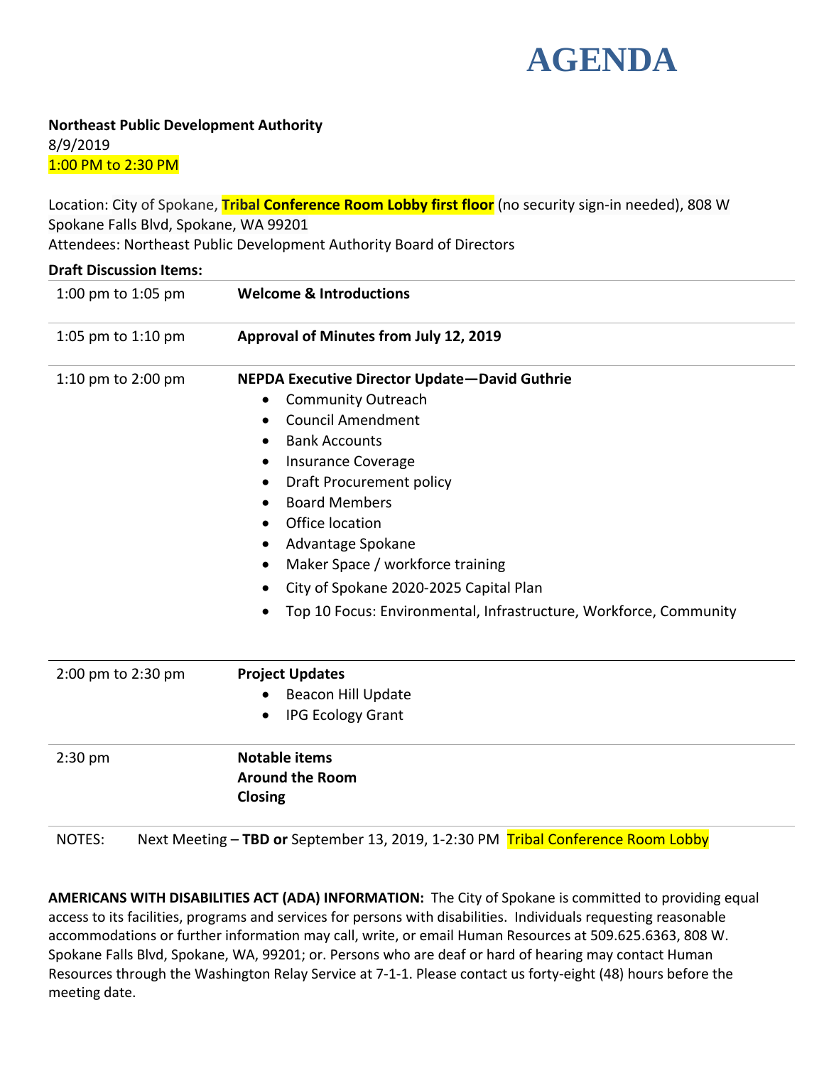# AGENDA

**Northeast Public Development Authority**
8/9/2019
1:00 PM to 2:30 PM

Location: City of Spokane, **Tribal Conference Room Lobby first floor** (no security sign-in needed), 808 W Spokane Falls Blvd, Spokane, WA 99201
Attendees: Northeast Public Development Authority Board of Directors

**Draft Discussion Items:**

| | |
|---|---|
| 1:00 pm to 1:05 pm | **Welcome & Introductions** |
| 1:05 pm to 1:10 pm | **Approval of Minutes from July 12, 2019** |
| 1:10 pm to 2:00 pm | **NEPDA Executive Director Update—David Guthrie**<br>• Community Outreach<br>• Council Amendment<br>• Bank Accounts<br>• Insurance Coverage<br>• Draft Procurement policy<br>• Board Members<br>• Office location<br>• Advantage Spokane<br>• Maker Space / workforce training<br>• City of Spokane 2020-2025 Capital Plan<br>• Top 10 Focus: Environmental, Infrastructure, Workforce, Community |
| 2:00 pm to 2:30 pm | **Project Updates**<br>• Beacon Hill Update<br>• IPG Ecology Grant |
| 2:30 pm | **Notable items**<br>**Around the Room**<br>**Closing** |

NOTES: Next Meeting – **TBD or** September 13, 2019, 1-2:30 PM Tribal Conference Room Lobby

**AMERICANS WITH DISABILITIES ACT (ADA) INFORMATION:** The City of Spokane is committed to providing equal access to its facilities, programs and services for persons with disabilities. Individuals requesting reasonable accommodations or further information may call, write, or email Human Resources at 509.625.6363, 808 W. Spokane Falls Blvd, Spokane, WA, 99201; or. Persons who are deaf or hard of hearing may contact Human Resources through the Washington Relay Service at 7-1-1. Please contact us forty-eight (48) hours before the meeting date.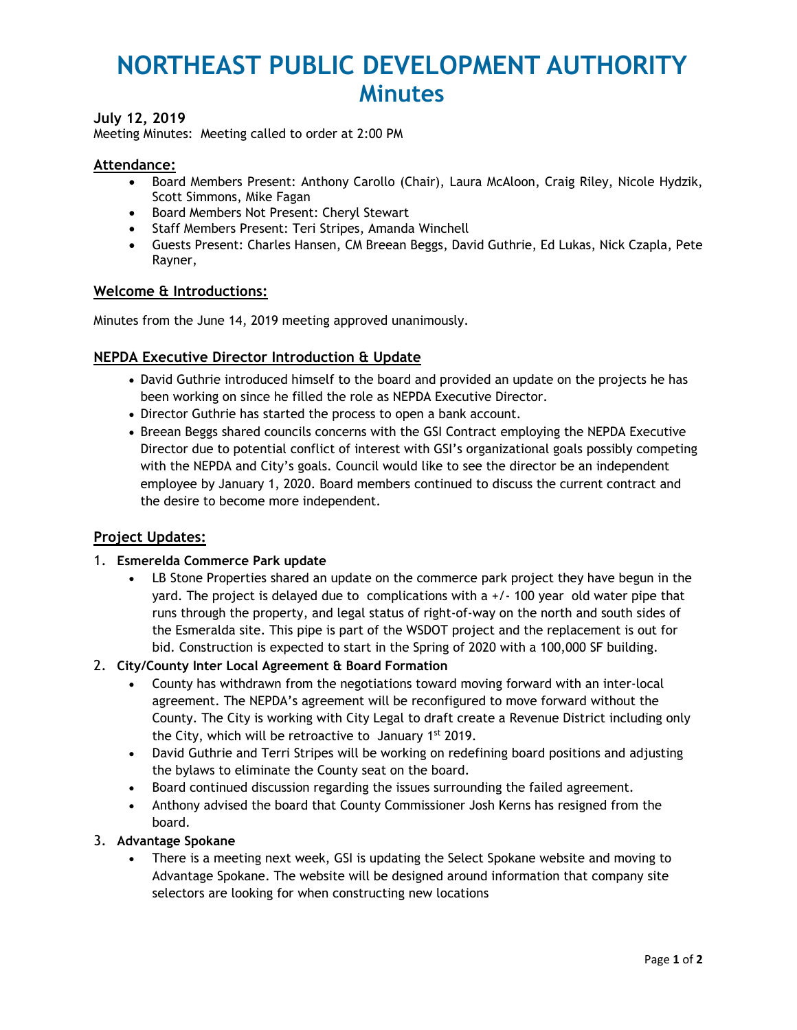# NORTHEAST PUBLIC DEVELOPMENT AUTHORITY
## Minutes

### July 12, 2019

Meeting Minutes: Meeting called to order at 2:00 PM

### Attendance:

- Board Members Present: Anthony Carollo (Chair), Laura McAloon, Craig Riley, Nicole Hydzik, Scott Simmons, Mike Fagan
- Board Members Not Present: Cheryl Stewart
- Staff Members Present: Teri Stripes, Amanda Winchell
- Guests Present: Charles Hansen, CM Breean Beggs, David Guthrie, Ed Lukas, Nick Czapla, Pete Rayner,

### Welcome & Introductions:

Minutes from the June 14, 2019 meeting approved unanimously.

### NEPDA Executive Director Introduction & Update

- David Guthrie introduced himself to the board and provided an update on the projects he has been working on since he filled the role as NEPDA Executive Director.
- Director Guthrie has started the process to open a bank account.
- Breean Beggs shared councils concerns with the GSI Contract employing the NEPDA Executive Director due to potential conflict of interest with GSI's organizational goals possibly competing with the NEPDA and City's goals. Council would like to see the director be an independent employee by January 1, 2020. Board members continued to discuss the current contract and the desire to become more independent.

### Project Updates:

1. **Esmerelda Commerce Park update**
   - LB Stone Properties shared an update on the commerce park project they have begun in the yard. The project is delayed due to complications with a +/- 100 year old water pipe that runs through the property, and legal status of right-of-way on the north and south sides of the Esmeralda site. This pipe is part of the WSDOT project and the replacement is out for bid. Construction is expected to start in the Spring of 2020 with a 100,000 SF building.
2. **City/County Inter Local Agreement & Board Formation**
   - County has withdrawn from the negotiations toward moving forward with an inter-local agreement. The NEPDA's agreement will be reconfigured to move forward without the County. The City is working with City Legal to draft create a Revenue District including only the City, which will be retroactive to January 1st 2019.
   - David Guthrie and Terri Stripes will be working on redefining board positions and adjusting the bylaws to eliminate the County seat on the board.
   - Board continued discussion regarding the issues surrounding the failed agreement.
   - Anthony advised the board that County Commissioner Josh Kerns has resigned from the board.
3. **Advantage Spokane**
   - There is a meeting next week, GSI is updating the Select Spokane website and moving to Advantage Spokane. The website will be designed around information that company site selectors are looking for when constructing new locations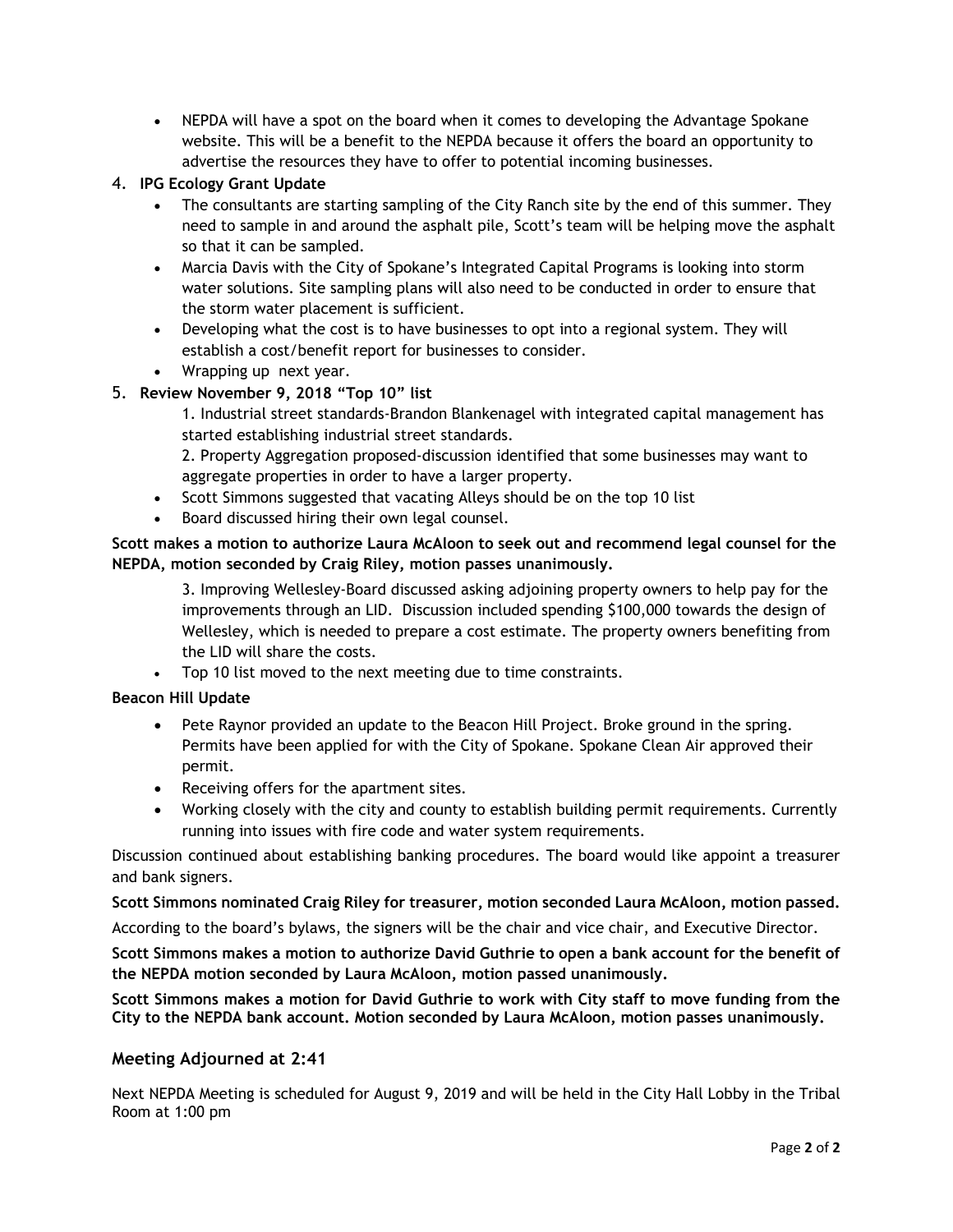- NEPDA will have a spot on the board when it comes to developing the Advantage Spokane website. This will be a benefit to the NEPDA because it offers the board an opportunity to advertise the resources they have to offer to potential incoming businesses.

4. **IPG Ecology Grant Update**
   - The consultants are starting sampling of the City Ranch site by the end of this summer. They need to sample in and around the asphalt pile, Scott's team will be helping move the asphalt so that it can be sampled.
   - Marcia Davis with the City of Spokane's Integrated Capital Programs is looking into storm water solutions. Site sampling plans will also need to be conducted in order to ensure that the storm water placement is sufficient.
   - Developing what the cost is to have businesses to opt into a regional system. They will establish a cost/benefit report for businesses to consider.
   - Wrapping up next year.

5. **Review November 9, 2018 "Top 10" list**

   1. Industrial street standards-Brandon Blankenagel with integrated capital management has started establishing industrial street standards.

   2. Property Aggregation proposed-discussion identified that some businesses may want to aggregate properties in order to have a larger property.

   - Scott Simmons suggested that vacating Alleys should be on the top 10 list
   - Board discussed hiring their own legal counsel.

**Scott makes a motion to authorize Laura McAloon to seek out and recommend legal counsel for the NEPDA, motion seconded by Craig Riley, motion passes unanimously.**

   3. Improving Wellesley-Board discussed asking adjoining property owners to help pay for the improvements through an LID. Discussion included spending $100,000 towards the design of Wellesley, which is needed to prepare a cost estimate. The property owners benefiting from the LID will share the costs.

   - Top 10 list moved to the next meeting due to time constraints.

**Beacon Hill Update**

- Pete Raynor provided an update to the Beacon Hill Project. Broke ground in the spring. Permits have been applied for with the City of Spokane. Spokane Clean Air approved their permit.
- Receiving offers for the apartment sites.
- Working closely with the city and county to establish building permit requirements. Currently running into issues with fire code and water system requirements.

Discussion continued about establishing banking procedures. The board would like appoint a treasurer and bank signers.

**Scott Simmons nominated Craig Riley for treasurer, motion seconded Laura McAloon, motion passed.**

According to the board's bylaws, the signers will be the chair and vice chair, and Executive Director.

**Scott Simmons makes a motion to authorize David Guthrie to open a bank account for the benefit of the NEPDA motion seconded by Laura McAloon, motion passed unanimously.**

**Scott Simmons makes a motion for David Guthrie to work with City staff to move funding from the City to the NEPDA bank account. Motion seconded by Laura McAloon, motion passes unanimously.**

## Meeting Adjourned at 2:41

Next NEPDA Meeting is scheduled for August 9, 2019 and will be held in the City Hall Lobby in the Tribal Room at 1:00 pm